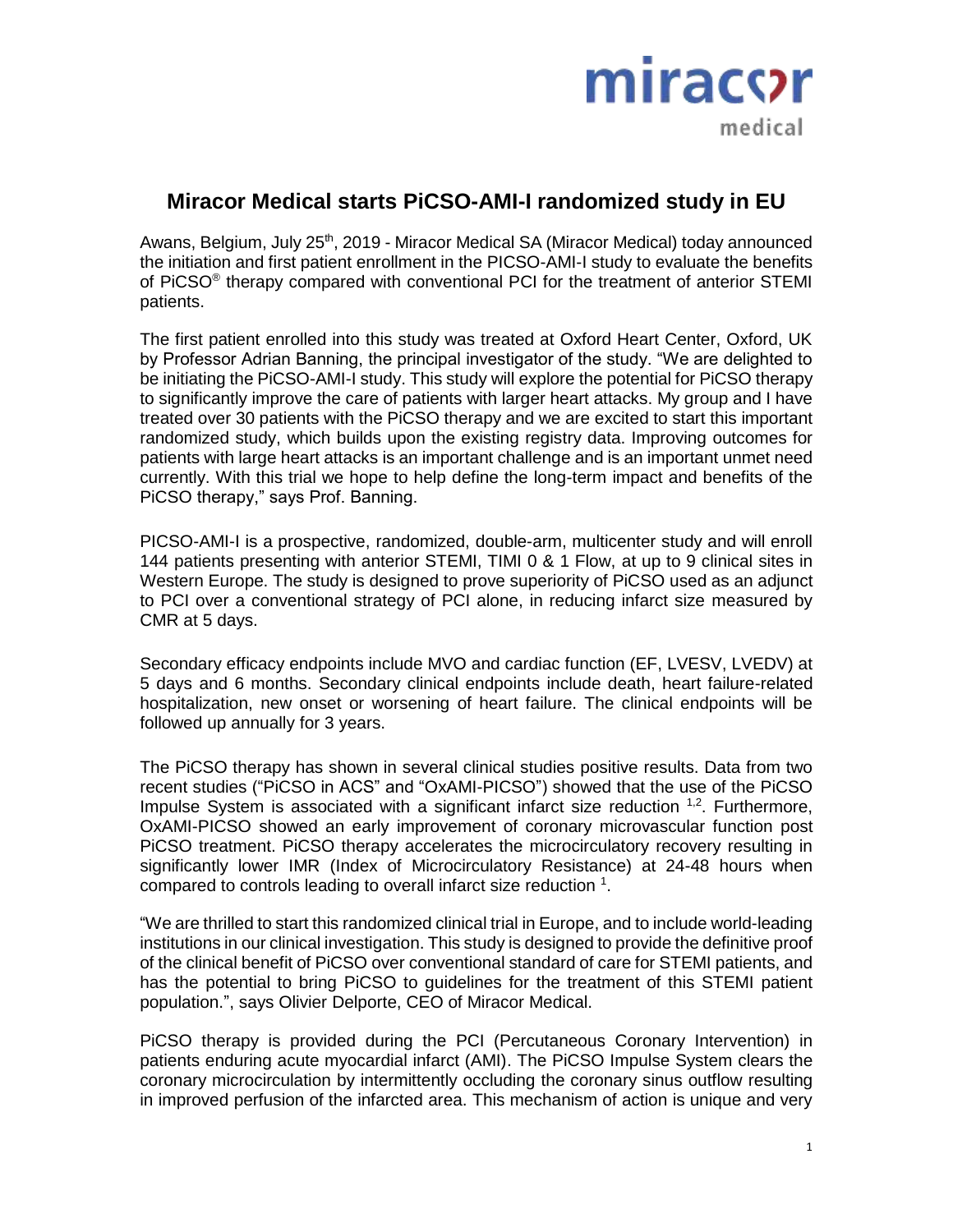# Miracor Medical starts PiCSO-AMI-I randomized study in EU

Awans, Belgium, July 25th, 2019 - Miracor Medical SA (Miracor Medical) today announced the initiation and first patient enrollment in the PICSO-AMI-I study to evaluate the benefits of PiCSO® therapy compared with conventional PCI for the treatment of anterior STEMI patients.

The first patient enrolled into this study was treated at Oxford Heart Center, Oxford, UK by Professor Adrian Banning, the principal investigator of the study. "We are delighted to be initiating the PiCSO-AMI-I study. This study will explore the potential for PiCSO therapy to significantly improve the care of patients with larger heart attacks. My group and I have treated over 30 patients with the PiCSO therapy and we are excited to start this important randomized study, which builds upon the existing registry data. Improving outcomes for patients with large heart attacks is an important challenge and is an important unmet need currently. With this trial we hope to help define the long-term impact and benefits of the PiCSO therapy," says Prof. Banning.

PICSO-AMI-I is a prospective, randomized, double-arm, multicenter study and will enroll 144 patients presenting with anterior STEMI, TIMI 0 & 1 Flow, at up to 9 clinical sites in Western Europe. The study is designed to prove superiority of PiCSO used as an adjunct to PCI over a conventional strategy of PCI alone, in reducing infarct size measured by CMR at 5 days.

Secondary efficacy endpoints include MVO and cardiac function (EF, LVESV, LVEDV) at 5 days and 6 months. Secondary clinical endpoints include death, heart failure-related hospitalization, new onset or worsening of heart failure. The clinical endpoints will be followed up annually for 3 years.

The PiCSO therapy has shown in several clinical studies positive results. Data from two recent studies ("PiCSO in ACS" and "OxAMI-PICSO") showed that the use of the PiCSO Impulse System is associated with a significant infarct size reduction [1,2]. Furthermore, OxAMI-PICSO showed an early improvement of coronary microvascular function post PiCSO treatment. PiCSO therapy accelerates the microcirculatory recovery resulting in significantly lower IMR (Index of Microcirculatory Resistance) at 24-48 hours when compared to controls leading to overall infarct size reduction [1].

"We are thrilled to start this randomized clinical trial in Europe, and to include world-leading institutions in our clinical investigation. This study is designed to provide the definitive proof of the clinical benefit of PiCSO over conventional standard of care for STEMI patients, and has the potential to bring PiCSO to guidelines for the treatment of this STEMI patient population.", says Olivier Delporte, CEO of Miracor Medical.

PiCSO therapy is provided during the PCI (Percutaneous Coronary Intervention) in patients enduring acute myocardial infarct (AMI). The PiCSO Impulse System clears the coronary microcirculation by intermittently occluding the coronary sinus outflow resulting in improved perfusion of the infarcted area. This mechanism of action is unique and very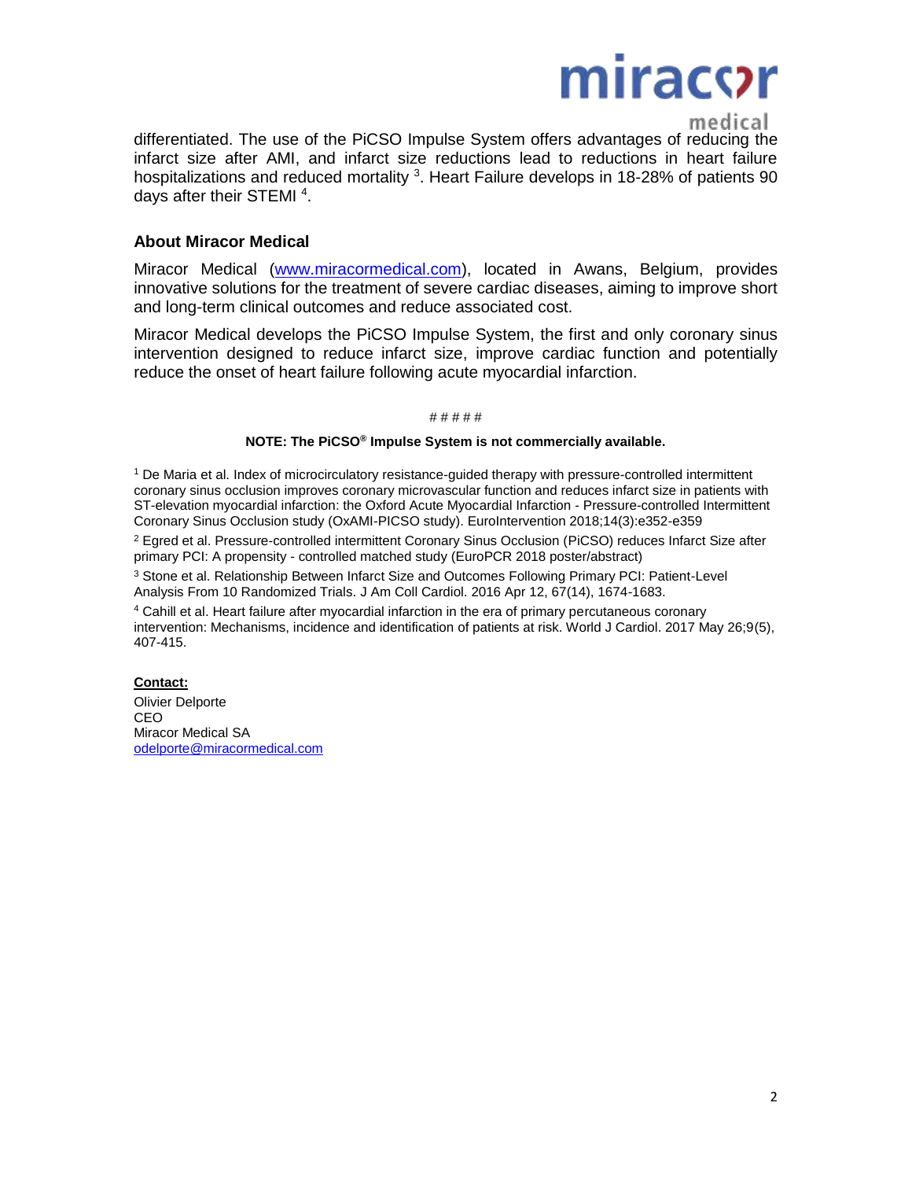differentiated. The use of the PiCSO Impulse System offers advantages of reducing the infarct size after AMI, and infarct size reductions lead to reductions in heart failure hospitalizations and reduced mortality [3]. Heart Failure develops in 18-28% of patients 90 days after their STEMI [4].

### About Miracor Medical

Miracor Medical (www.miracormedical.com), located in Awans, Belgium, provides innovative solutions for the treatment of severe cardiac diseases, aiming to improve short and long-term clinical outcomes and reduce associated cost.

Miracor Medical develops the PiCSO Impulse System, the first and only coronary sinus intervention designed to reduce infarct size, improve cardiac function and potentially reduce the onset of heart failure following acute myocardial infarction.

# # # # #

**NOTE: The PiCSO® Impulse System is not commercially available.**

[1] De Maria et al. Index of microcirculatory resistance-guided therapy with pressure-controlled intermittent coronary sinus occlusion improves coronary microvascular function and reduces infarct size in patients with ST-elevation myocardial infarction: the Oxford Acute Myocardial Infarction - Pressure-controlled Intermittent Coronary Sinus Occlusion study (OxAMI-PICSO study). EuroIntervention 2018;14(3):e352-e359

[2] Egred et al. Pressure-controlled intermittent Coronary Sinus Occlusion (PiCSO) reduces Infarct Size after primary PCI: A propensity - controlled matched study (EuroPCR 2018 poster/abstract)

[3] Stone et al. Relationship Between Infarct Size and Outcomes Following Primary PCI: Patient-Level Analysis From 10 Randomized Trials. J Am Coll Cardiol. 2016 Apr 12, 67(14), 1674-1683.

[4] Cahill et al. Heart failure after myocardial infarction in the era of primary percutaneous coronary intervention: Mechanisms, incidence and identification of patients at risk. World J Cardiol. 2017 May 26;9(5), 407-415.

**Contact:**

Olivier Delporte
CEO
Miracor Medical SA
odelporte@miracormedical.com